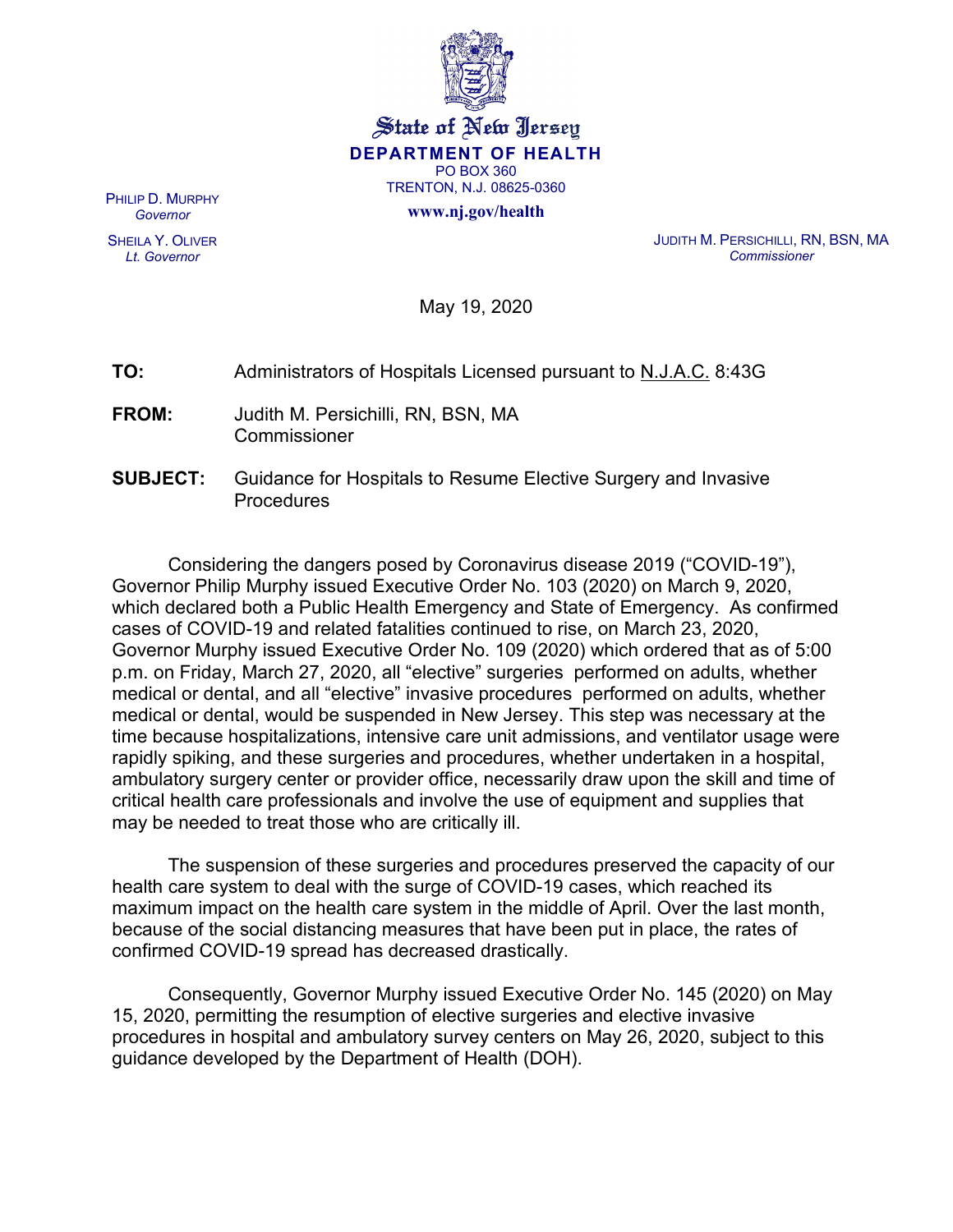**State of New Jersey**
**DEPARTMENT OF HEALTH**
PO BOX 360
TRENTON, N.J. 08625-0360
**www.nj.gov/health**

PHILIP D. MURPHY
*Governor*

SHEILA Y. OLIVER
*Lt. Governor*

JUDITH M. PERSICHILLI, RN, BSN, MA
*Commissioner*

May 19, 2020

**TO:** Administrators of Hospitals Licensed pursuant to N.J.A.C. 8:43G

**FROM:** Judith M. Persichilli, RN, BSN, MA
Commissioner

**SUBJECT:** Guidance for Hospitals to Resume Elective Surgery and Invasive Procedures

Considering the dangers posed by Coronavirus disease 2019 ("COVID-19"), Governor Philip Murphy issued Executive Order No. 103 (2020) on March 9, 2020, which declared both a Public Health Emergency and State of Emergency. As confirmed cases of COVID-19 and related fatalities continued to rise, on March 23, 2020, Governor Murphy issued Executive Order No. 109 (2020) which ordered that as of 5:00 p.m. on Friday, March 27, 2020, all "elective" surgeries performed on adults, whether medical or dental, and all "elective" invasive procedures performed on adults, whether medical or dental, would be suspended in New Jersey. This step was necessary at the time because hospitalizations, intensive care unit admissions, and ventilator usage were rapidly spiking, and these surgeries and procedures, whether undertaken in a hospital, ambulatory surgery center or provider office, necessarily draw upon the skill and time of critical health care professionals and involve the use of equipment and supplies that may be needed to treat those who are critically ill.

The suspension of these surgeries and procedures preserved the capacity of our health care system to deal with the surge of COVID-19 cases, which reached its maximum impact on the health care system in the middle of April. Over the last month, because of the social distancing measures that have been put in place, the rates of confirmed COVID-19 spread has decreased drastically.

Consequently, Governor Murphy issued Executive Order No. 145 (2020) on May 15, 2020, permitting the resumption of elective surgeries and elective invasive procedures in hospital and ambulatory survey centers on May 26, 2020, subject to this guidance developed by the Department of Health (DOH).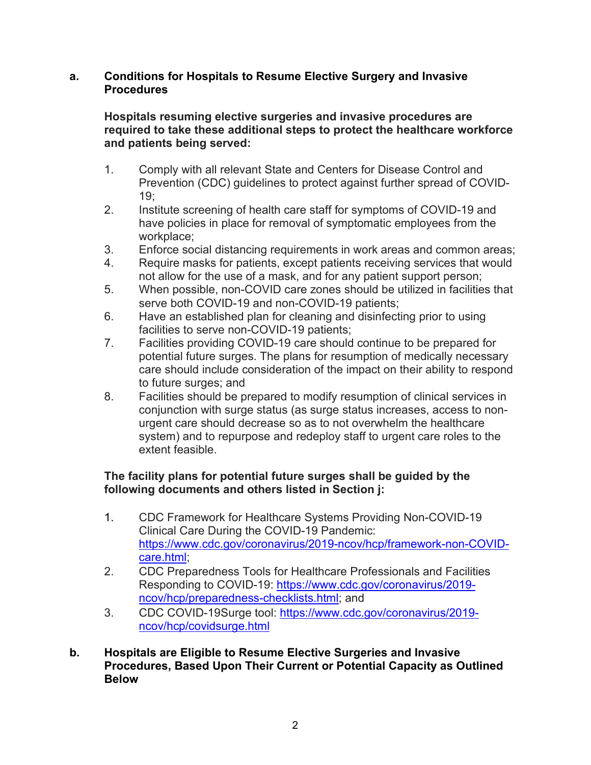## a. Conditions for Hospitals to Resume Elective Surgery and Invasive Procedures

**Hospitals resuming elective surgeries and invasive procedures are required to take these additional steps to protect the healthcare workforce and patients being served:**

1. Comply with all relevant State and Centers for Disease Control and Prevention (CDC) guidelines to protect against further spread of COVID-19;
2. Institute screening of health care staff for symptoms of COVID-19 and have policies in place for removal of symptomatic employees from the workplace;
3. Enforce social distancing requirements in work areas and common areas;
4. Require masks for patients, except patients receiving services that would not allow for the use of a mask, and for any patient support person;
5. When possible, non-COVID care zones should be utilized in facilities that serve both COVID-19 and non-COVID-19 patients;
6. Have an established plan for cleaning and disinfecting prior to using facilities to serve non-COVID-19 patients;
7. Facilities providing COVID-19 care should continue to be prepared for potential future surges. The plans for resumption of medically necessary care should include consideration of the impact on their ability to respond to future surges; and
8. Facilities should be prepared to modify resumption of clinical services in conjunction with surge status (as surge status increases, access to non-urgent care should decrease so as to not overwhelm the healthcare system) and to repurpose and redeploy staff to urgent care roles to the extent feasible.

**The facility plans for potential future surges shall be guided by the following documents and others listed in Section j:**

1. CDC Framework for Healthcare Systems Providing Non-COVID-19 Clinical Care During the COVID-19 Pandemic: https://www.cdc.gov/coronavirus/2019-ncov/hcp/framework-non-COVID-care.html;
2. CDC Preparedness Tools for Healthcare Professionals and Facilities Responding to COVID-19: https://www.cdc.gov/coronavirus/2019-ncov/hcp/preparedness-checklists.html; and
3. CDC COVID-19Surge tool: https://www.cdc.gov/coronavirus/2019-ncov/hcp/covidsurge.html

## b. Hospitals are Eligible to Resume Elective Surgeries and Invasive Procedures, Based Upon Their Current or Potential Capacity as Outlined Below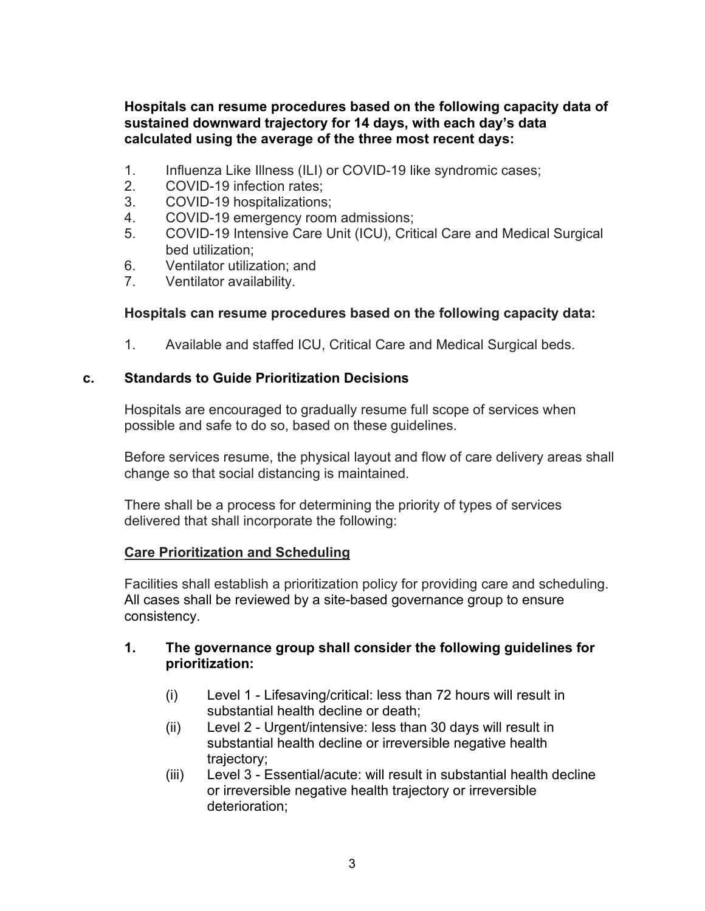**Hospitals can resume procedures based on the following capacity data of sustained downward trajectory for 14 days, with each day's data calculated using the average of the three most recent days:**

1. Influenza Like Illness (ILI) or COVID-19 like syndromic cases;
2. COVID-19 infection rates;
3. COVID-19 hospitalizations;
4. COVID-19 emergency room admissions;
5. COVID-19 Intensive Care Unit (ICU), Critical Care and Medical Surgical bed utilization;
6. Ventilator utilization; and
7. Ventilator availability.

**Hospitals can resume procedures based on the following capacity data:**

1. Available and staffed ICU, Critical Care and Medical Surgical beds.

## c. Standards to Guide Prioritization Decisions

Hospitals are encouraged to gradually resume full scope of services when possible and safe to do so, based on these guidelines.

Before services resume, the physical layout and flow of care delivery areas shall change so that social distancing is maintained.

There shall be a process for determining the priority of types of services delivered that shall incorporate the following:

### Care Prioritization and Scheduling

Facilities shall establish a prioritization policy for providing care and scheduling. All cases shall be reviewed by a site-based governance group to ensure consistency.

**1. The governance group shall consider the following guidelines for prioritization:**

- (i) Level 1 - Lifesaving/critical: less than 72 hours will result in substantial health decline or death;
- (ii) Level 2 - Urgent/intensive: less than 30 days will result in substantial health decline or irreversible negative health trajectory;
- (iii) Level 3 - Essential/acute: will result in substantial health decline or irreversible negative health trajectory or irreversible deterioration;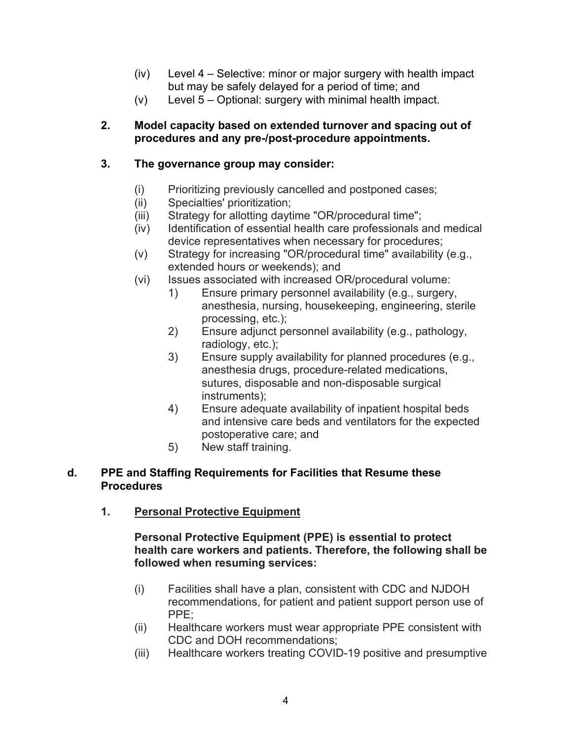(iv) Level 4 – Selective: minor or major surgery with health impact but may be safely delayed for a period of time; and

(v) Level 5 – Optional: surgery with minimal health impact.

**2. Model capacity based on extended turnover and spacing out of procedures and any pre-/post-procedure appointments.**

**3. The governance group may consider:**

(i) Prioritizing previously cancelled and postponed cases;

(ii) Specialties' prioritization;

(iii) Strategy for allotting daytime "OR/procedural time";

(iv) Identification of essential health care professionals and medical device representatives when necessary for procedures;

(v) Strategy for increasing "OR/procedural time" availability (e.g., extended hours or weekends); and

(vi) Issues associated with increased OR/procedural volume:

1) Ensure primary personnel availability (e.g., surgery, anesthesia, nursing, housekeeping, engineering, sterile processing, etc.);
2) Ensure adjunct personnel availability (e.g., pathology, radiology, etc.);
3) Ensure supply availability for planned procedures (e.g., anesthesia drugs, procedure-related medications, sutures, disposable and non-disposable surgical instruments);
4) Ensure adequate availability of inpatient hospital beds and intensive care beds and ventilators for the expected postoperative care; and
5) New staff training.

## d. PPE and Staffing Requirements for Facilities that Resume these Procedures

### 1. <u>Personal Protective Equipment</u>

**Personal Protective Equipment (PPE) is essential to protect health care workers and patients. Therefore, the following shall be followed when resuming services:**

(i) Facilities shall have a plan, consistent with CDC and NJDOH recommendations, for patient and patient support person use of PPE;

(ii) Healthcare workers must wear appropriate PPE consistent with CDC and DOH recommendations;

(iii) Healthcare workers treating COVID-19 positive and presumptive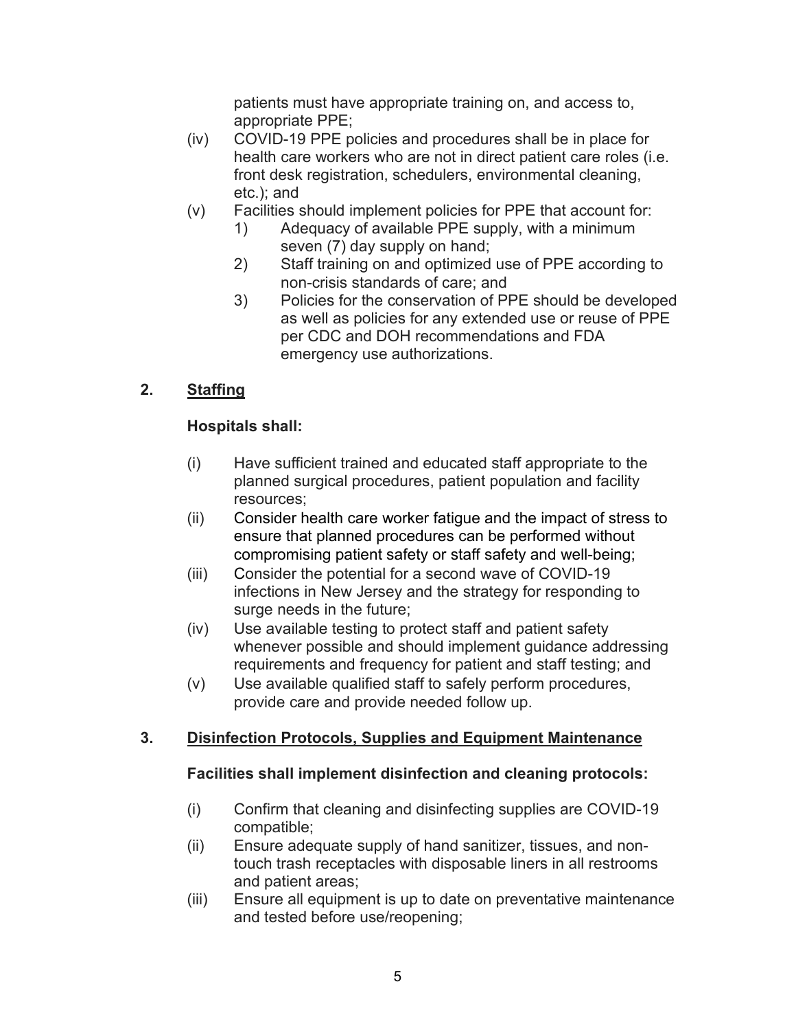patients must have appropriate training on, and access to, appropriate PPE;

(iv) COVID-19 PPE policies and procedures shall be in place for health care workers who are not in direct patient care roles (i.e. front desk registration, schedulers, environmental cleaning, etc.); and

(v) Facilities should implement policies for PPE that account for:
   1) Adequacy of available PPE supply, with a minimum seven (7) day supply on hand;
   2) Staff training on and optimized use of PPE according to non-crisis standards of care; and
   3) Policies for the conservation of PPE should be developed as well as policies for any extended use or reuse of PPE per CDC and DOH recommendations and FDA emergency use authorizations.

## 2. Staffing

**Hospitals shall:**

(i) Have sufficient trained and educated staff appropriate to the planned surgical procedures, patient population and facility resources;

(ii) Consider health care worker fatigue and the impact of stress to ensure that planned procedures can be performed without compromising patient safety or staff safety and well-being;

(iii) Consider the potential for a second wave of COVID-19 infections in New Jersey and the strategy for responding to surge needs in the future;

(iv) Use available testing to protect staff and patient safety whenever possible and should implement guidance addressing requirements and frequency for patient and staff testing; and

(v) Use available qualified staff to safely perform procedures, provide care and provide needed follow up.

## 3. Disinfection Protocols, Supplies and Equipment Maintenance

**Facilities shall implement disinfection and cleaning protocols:**

(i) Confirm that cleaning and disinfecting supplies are COVID-19 compatible;

(ii) Ensure adequate supply of hand sanitizer, tissues, and non-touch trash receptacles with disposable liners in all restrooms and patient areas;

(iii) Ensure all equipment is up to date on preventative maintenance and tested before use/reopening;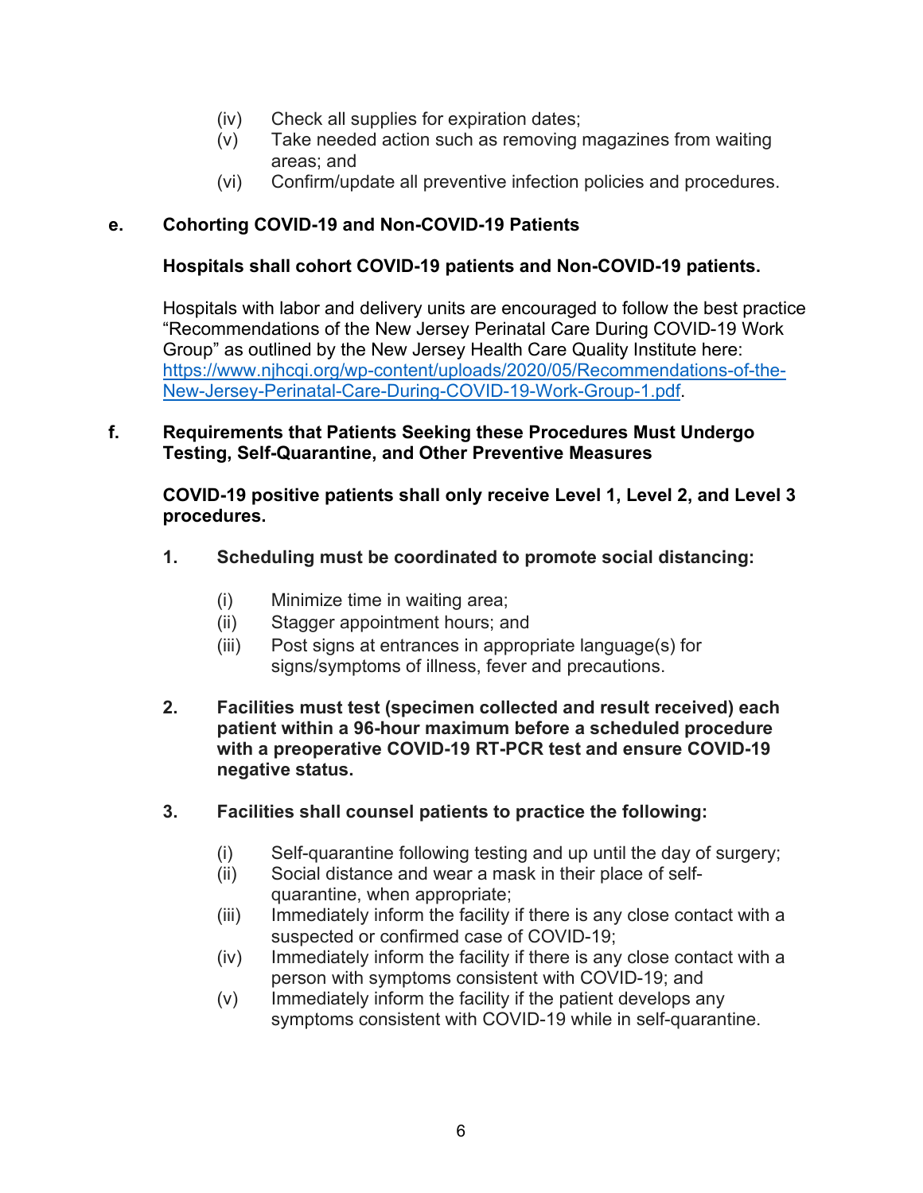(iv) Check all supplies for expiration dates;
(v) Take needed action such as removing magazines from waiting areas; and
(vi) Confirm/update all preventive infection policies and procedures.

**e. Cohorting COVID-19 and Non-COVID-19 Patients**

**Hospitals shall cohort COVID-19 patients and Non-COVID-19 patients.**

Hospitals with labor and delivery units are encouraged to follow the best practice "Recommendations of the New Jersey Perinatal Care During COVID-19 Work Group" as outlined by the New Jersey Health Care Quality Institute here: [https://www.njhcqi.org/wp-content/uploads/2020/05/Recommendations-of-the-New-Jersey-Perinatal-Care-During-COVID-19-Work-Group-1.pdf](https://www.njhcqi.org/wp-content/uploads/2020/05/Recommendations-of-the-New-Jersey-Perinatal-Care-During-COVID-19-Work-Group-1.pdf).

**f. Requirements that Patients Seeking these Procedures Must Undergo Testing, Self-Quarantine, and Other Preventive Measures**

**COVID-19 positive patients shall only receive Level 1, Level 2, and Level 3 procedures.**

**1. Scheduling must be coordinated to promote social distancing:**

(i) Minimize time in waiting area;
(ii) Stagger appointment hours; and
(iii) Post signs at entrances in appropriate language(s) for signs/symptoms of illness, fever and precautions.

**2. Facilities must test (specimen collected and result received) each patient within a 96-hour maximum before a scheduled procedure with a preoperative COVID-19 RT-PCR test and ensure COVID-19 negative status.**

**3. Facilities shall counsel patients to practice the following:**

(i) Self-quarantine following testing and up until the day of surgery;
(ii) Social distance and wear a mask in their place of self-quarantine, when appropriate;
(iii) Immediately inform the facility if there is any close contact with a suspected or confirmed case of COVID-19;
(iv) Immediately inform the facility if there is any close contact with a person with symptoms consistent with COVID-19; and
(v) Immediately inform the facility if the patient develops any symptoms consistent with COVID-19 while in self-quarantine.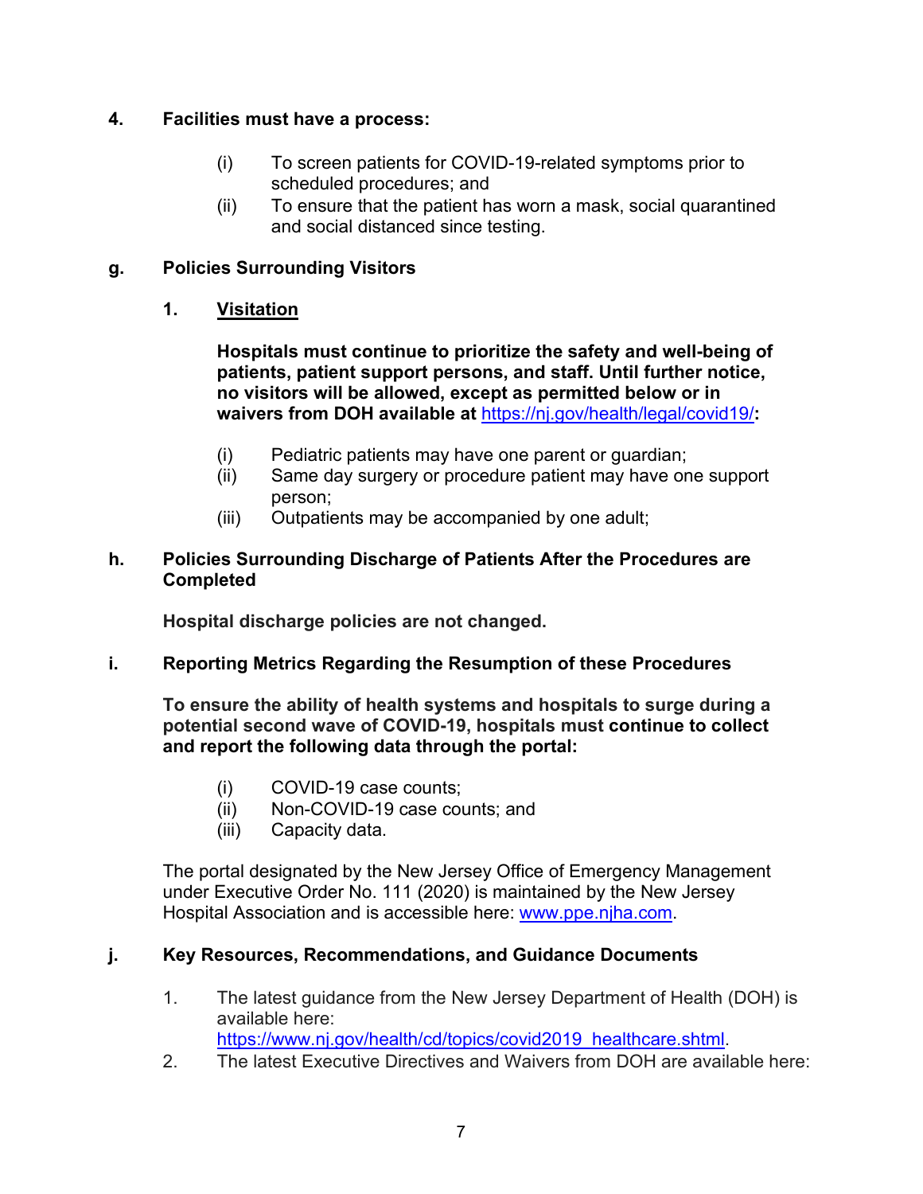**4. Facilities must have a process:**

- (i) To screen patients for COVID-19-related symptoms prior to scheduled procedures; and
- (ii) To ensure that the patient has worn a mask, social quarantined and social distanced since testing.

## g. Policies Surrounding Visitors

### 1. Visitation

**Hospitals must continue to prioritize the safety and well-being of patients, patient support persons, and staff. Until further notice, no visitors will be allowed, except as permitted below or in waivers from DOH available at [https://nj.gov/health/legal/covid19/](https://nj.gov/health/legal/covid19/):**

- (i) Pediatric patients may have one parent or guardian;
- (ii) Same day surgery or procedure patient may have one support person;
- (iii) Outpatients may be accompanied by one adult;

## h. Policies Surrounding Discharge of Patients After the Procedures are Completed

**Hospital discharge policies are not changed.**

## i. Reporting Metrics Regarding the Resumption of these Procedures

**To ensure the ability of health systems and hospitals to surge during a potential second wave of COVID-19, hospitals must continue to collect and report the following data through the portal:**

- (i) COVID-19 case counts;
- (ii) Non-COVID-19 case counts; and
- (iii) Capacity data.

The portal designated by the New Jersey Office of Emergency Management under Executive Order No. 111 (2020) is maintained by the New Jersey Hospital Association and is accessible here: [www.ppe.njha.com](http://www.ppe.njha.com).

## j. Key Resources, Recommendations, and Guidance Documents

1. The latest guidance from the New Jersey Department of Health (DOH) is available here: [https://www.nj.gov/health/cd/topics/covid2019_healthcare.shtml](https://www.nj.gov/health/cd/topics/covid2019_healthcare.shtml).
2. The latest Executive Directives and Waivers from DOH are available here: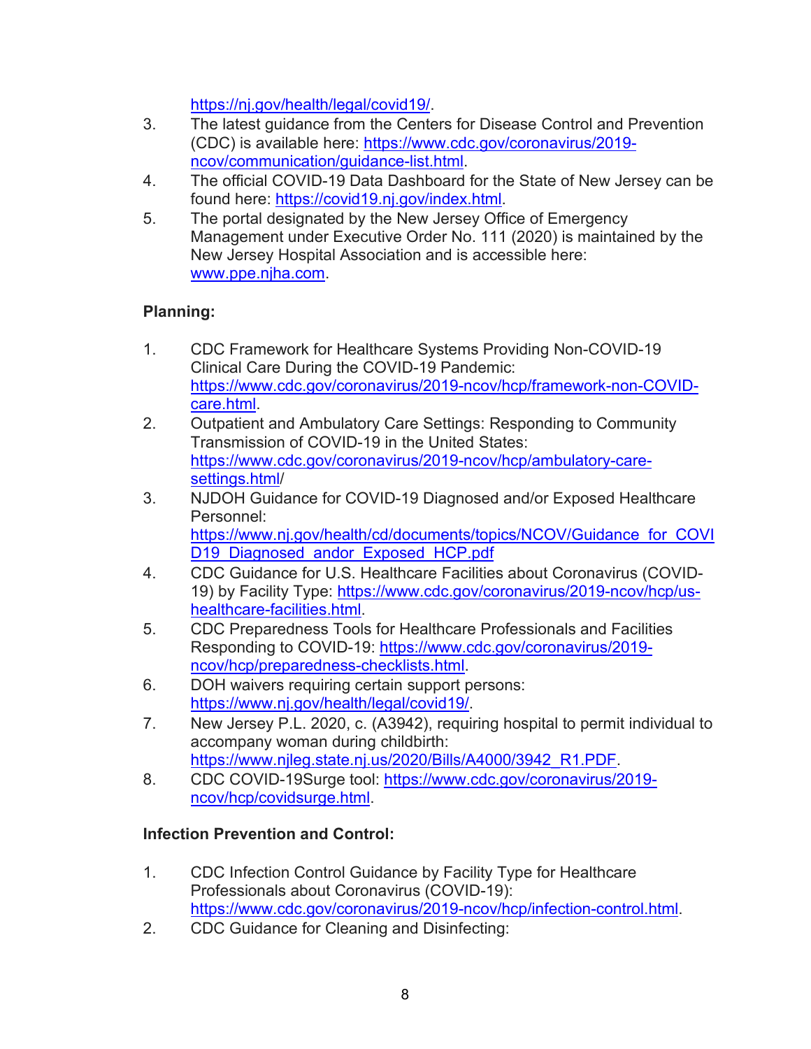https://nj.gov/health/legal/covid19/.

3. The latest guidance from the Centers for Disease Control and Prevention (CDC) is available here: https://www.cdc.gov/coronavirus/2019-ncov/communication/guidance-list.html.
4. The official COVID-19 Data Dashboard for the State of New Jersey can be found here: https://covid19.nj.gov/index.html.
5. The portal designated by the New Jersey Office of Emergency Management under Executive Order No. 111 (2020) is maintained by the New Jersey Hospital Association and is accessible here: www.ppe.njha.com.

**Planning:**

1. CDC Framework for Healthcare Systems Providing Non-COVID-19 Clinical Care During the COVID-19 Pandemic: https://www.cdc.gov/coronavirus/2019-ncov/hcp/framework-non-COVID-care.html.
2. Outpatient and Ambulatory Care Settings: Responding to Community Transmission of COVID-19 in the United States: https://www.cdc.gov/coronavirus/2019-ncov/hcp/ambulatory-care-settings.html/
3. NJDOH Guidance for COVID-19 Diagnosed and/or Exposed Healthcare Personnel: https://www.nj.gov/health/cd/documents/topics/NCOV/Guidance_for_COVID19_Diagnosed_andor_Exposed_HCP.pdf
4. CDC Guidance for U.S. Healthcare Facilities about Coronavirus (COVID-19) by Facility Type: https://www.cdc.gov/coronavirus/2019-ncov/hcp/us-healthcare-facilities.html.
5. CDC Preparedness Tools for Healthcare Professionals and Facilities Responding to COVID-19: https://www.cdc.gov/coronavirus/2019-ncov/hcp/preparedness-checklists.html.
6. DOH waivers requiring certain support persons: https://www.nj.gov/health/legal/covid19/.
7. New Jersey P.L. 2020, c. (A3942), requiring hospital to permit individual to accompany woman during childbirth: https://www.njleg.state.nj.us/2020/Bills/A4000/3942_R1.PDF.
8. CDC COVID-19Surge tool: https://www.cdc.gov/coronavirus/2019-ncov/hcp/covidsurge.html.

**Infection Prevention and Control:**

1. CDC Infection Control Guidance by Facility Type for Healthcare Professionals about Coronavirus (COVID-19): https://www.cdc.gov/coronavirus/2019-ncov/hcp/infection-control.html.
2. CDC Guidance for Cleaning and Disinfecting: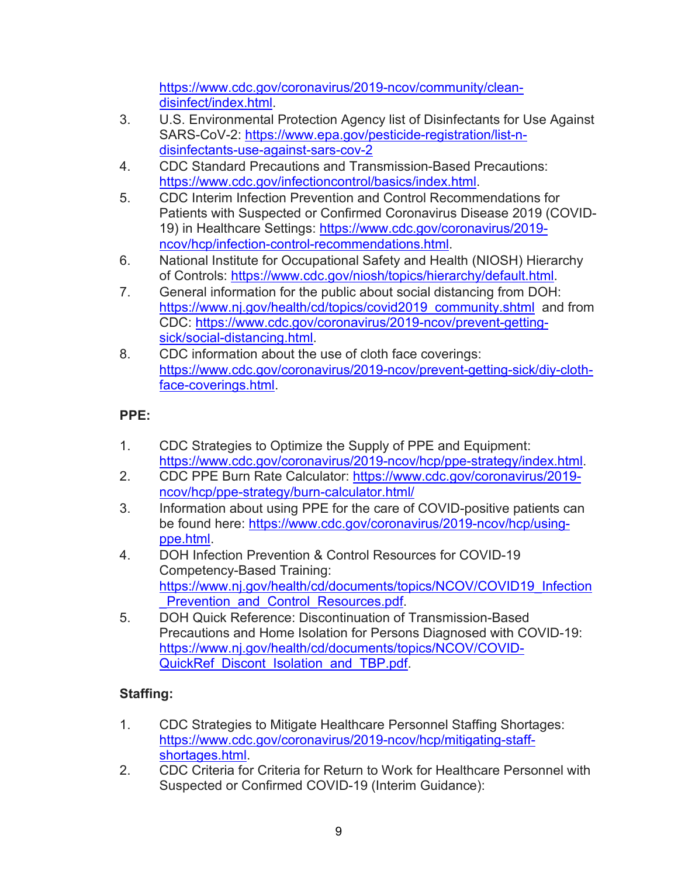https://www.cdc.gov/coronavirus/2019-ncov/community/clean-disinfect/index.html.

3. U.S. Environmental Protection Agency list of Disinfectants for Use Against SARS-CoV-2: https://www.epa.gov/pesticide-registration/list-n-disinfectants-use-against-sars-cov-2
4. CDC Standard Precautions and Transmission-Based Precautions: https://www.cdc.gov/infectioncontrol/basics/index.html.
5. CDC Interim Infection Prevention and Control Recommendations for Patients with Suspected or Confirmed Coronavirus Disease 2019 (COVID-19) in Healthcare Settings: https://www.cdc.gov/coronavirus/2019-ncov/hcp/infection-control-recommendations.html.
6. National Institute for Occupational Safety and Health (NIOSH) Hierarchy of Controls: https://www.cdc.gov/niosh/topics/hierarchy/default.html.
7. General information for the public about social distancing from DOH: https://www.nj.gov/health/cd/topics/covid2019_community.shtml and from CDC: https://www.cdc.gov/coronavirus/2019-ncov/prevent-getting-sick/social-distancing.html.
8. CDC information about the use of cloth face coverings: https://www.cdc.gov/coronavirus/2019-ncov/prevent-getting-sick/diy-cloth-face-coverings.html.

**PPE:**

1. CDC Strategies to Optimize the Supply of PPE and Equipment: https://www.cdc.gov/coronavirus/2019-ncov/hcp/ppe-strategy/index.html.
2. CDC PPE Burn Rate Calculator: https://www.cdc.gov/coronavirus/2019-ncov/hcp/ppe-strategy/burn-calculator.html/
3. Information about using PPE for the care of COVID-positive patients can be found here: https://www.cdc.gov/coronavirus/2019-ncov/hcp/using-ppe.html.
4. DOH Infection Prevention & Control Resources for COVID-19 Competency-Based Training: https://www.nj.gov/health/cd/documents/topics/NCOV/COVID19_Infection_Prevention_and_Control_Resources.pdf.
5. DOH Quick Reference: Discontinuation of Transmission-Based Precautions and Home Isolation for Persons Diagnosed with COVID-19: https://www.nj.gov/health/cd/documents/topics/NCOV/COVID-QuickRef_Discont_Isolation_and_TBP.pdf.

**Staffing:**

1. CDC Strategies to Mitigate Healthcare Personnel Staffing Shortages: https://www.cdc.gov/coronavirus/2019-ncov/hcp/mitigating-staff-shortages.html.
2. CDC Criteria for Criteria for Return to Work for Healthcare Personnel with Suspected or Confirmed COVID-19 (Interim Guidance):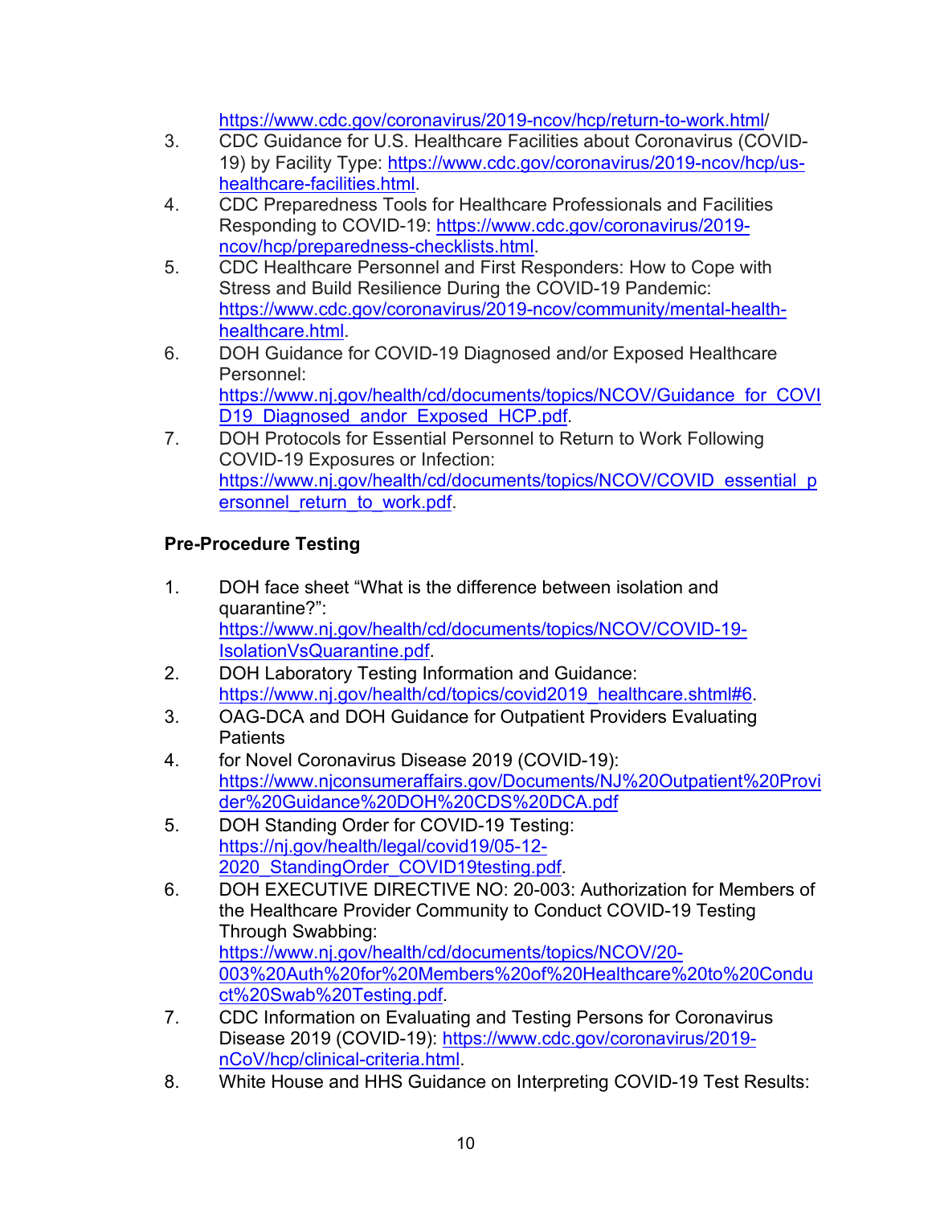https://www.cdc.gov/coronavirus/2019-ncov/hcp/return-to-work.html/

3. CDC Guidance for U.S. Healthcare Facilities about Coronavirus (COVID-19) by Facility Type: https://www.cdc.gov/coronavirus/2019-ncov/hcp/us-healthcare-facilities.html.
4. CDC Preparedness Tools for Healthcare Professionals and Facilities Responding to COVID-19: https://www.cdc.gov/coronavirus/2019-ncov/hcp/preparedness-checklists.html.
5. CDC Healthcare Personnel and First Responders: How to Cope with Stress and Build Resilience During the COVID-19 Pandemic: https://www.cdc.gov/coronavirus/2019-ncov/community/mental-health-healthcare.html.
6. DOH Guidance for COVID-19 Diagnosed and/or Exposed Healthcare Personnel: https://www.nj.gov/health/cd/documents/topics/NCOV/Guidance_for_COVID19_Diagnosed_andor_Exposed_HCP.pdf.
7. DOH Protocols for Essential Personnel to Return to Work Following COVID-19 Exposures or Infection: https://www.nj.gov/health/cd/documents/topics/NCOV/COVID_essential_personnel_return_to_work.pdf.

**Pre-Procedure Testing**

1. DOH face sheet "What is the difference between isolation and quarantine?": https://www.nj.gov/health/cd/documents/topics/NCOV/COVID-19-IsolationVsQuarantine.pdf.
2. DOH Laboratory Testing Information and Guidance: https://www.nj.gov/health/cd/topics/covid2019_healthcare.shtml#6.
3. OAG-DCA and DOH Guidance for Outpatient Providers Evaluating Patients
4. for Novel Coronavirus Disease 2019 (COVID-19): https://www.njconsumeraffairs.gov/Documents/NJ%20Outpatient%20Provider%20Guidance%20DOH%20CDS%20DCA.pdf
5. DOH Standing Order for COVID-19 Testing: https://nj.gov/health/legal/covid19/05-12-2020_StandingOrder_COVID19testing.pdf.
6. DOH EXECUTIVE DIRECTIVE NO: 20-003: Authorization for Members of the Healthcare Provider Community to Conduct COVID-19 Testing Through Swabbing: https://www.nj.gov/health/cd/documents/topics/NCOV/20-003%20Auth%20for%20Members%20of%20Healthcare%20to%20Conduct%20Swab%20Testing.pdf.
7. CDC Information on Evaluating and Testing Persons for Coronavirus Disease 2019 (COVID-19): https://www.cdc.gov/coronavirus/2019-nCoV/hcp/clinical-criteria.html.
8. White House and HHS Guidance on Interpreting COVID-19 Test Results: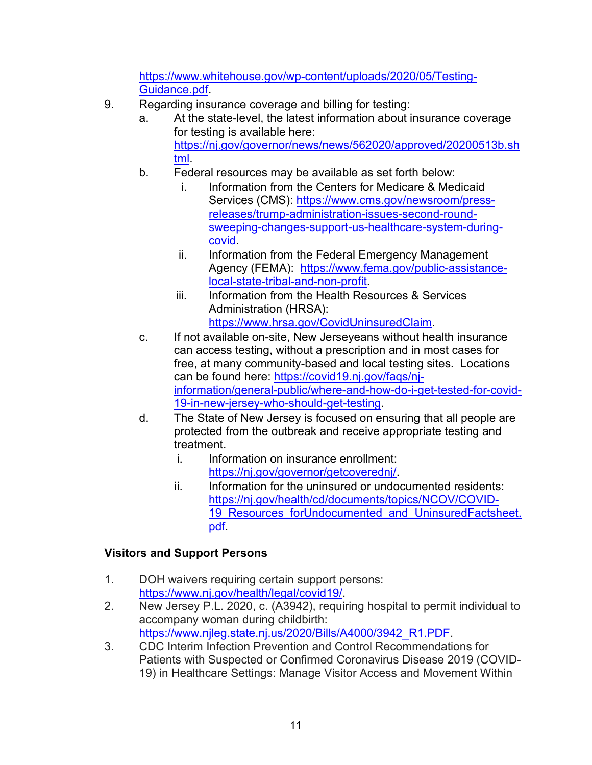https://www.whitehouse.gov/wp-content/uploads/2020/05/Testing-Guidance.pdf.

9. Regarding insurance coverage and billing for testing:
   a. At the state-level, the latest information about insurance coverage for testing is available here: https://nj.gov/governor/news/news/562020/approved/20200513b.shtml.
   b. Federal resources may be available as set forth below:
      i. Information from the Centers for Medicare & Medicaid Services (CMS): https://www.cms.gov/newsroom/press-releases/trump-administration-issues-second-round-sweeping-changes-support-us-healthcare-system-during-covid.
      ii. Information from the Federal Emergency Management Agency (FEMA): https://www.fema.gov/public-assistance-local-state-tribal-and-non-profit.
      iii. Information from the Health Resources & Services Administration (HRSA): https://www.hrsa.gov/CovidUninsuredClaim.
   c. If not available on-site, New Jerseyeans without health insurance can access testing, without a prescription and in most cases for free, at many community-based and local testing sites. Locations can be found here: https://covid19.nj.gov/faqs/nj-information/general-public/where-and-how-do-i-get-tested-for-covid-19-in-new-jersey-who-should-get-testing.
   d. The State of New Jersey is focused on ensuring that all people are protected from the outbreak and receive appropriate testing and treatment.
      i. Information on insurance enrollment: https://nj.gov/governor/getcoverednj/.
      ii. Information for the uninsured or undocumented residents: https://nj.gov/health/cd/documents/topics/NCOV/COVID-19_Resources_forUndocumented_and_UninsuredFactsheet.pdf.

**Visitors and Support Persons**

1. DOH waivers requiring certain support persons: https://www.nj.gov/health/legal/covid19/.
2. New Jersey P.L. 2020, c. (A3942), requiring hospital to permit individual to accompany woman during childbirth: https://www.njleg.state.nj.us/2020/Bills/A4000/3942_R1.PDF.
3. CDC Interim Infection Prevention and Control Recommendations for Patients with Suspected or Confirmed Coronavirus Disease 2019 (COVID-19) in Healthcare Settings: Manage Visitor Access and Movement Within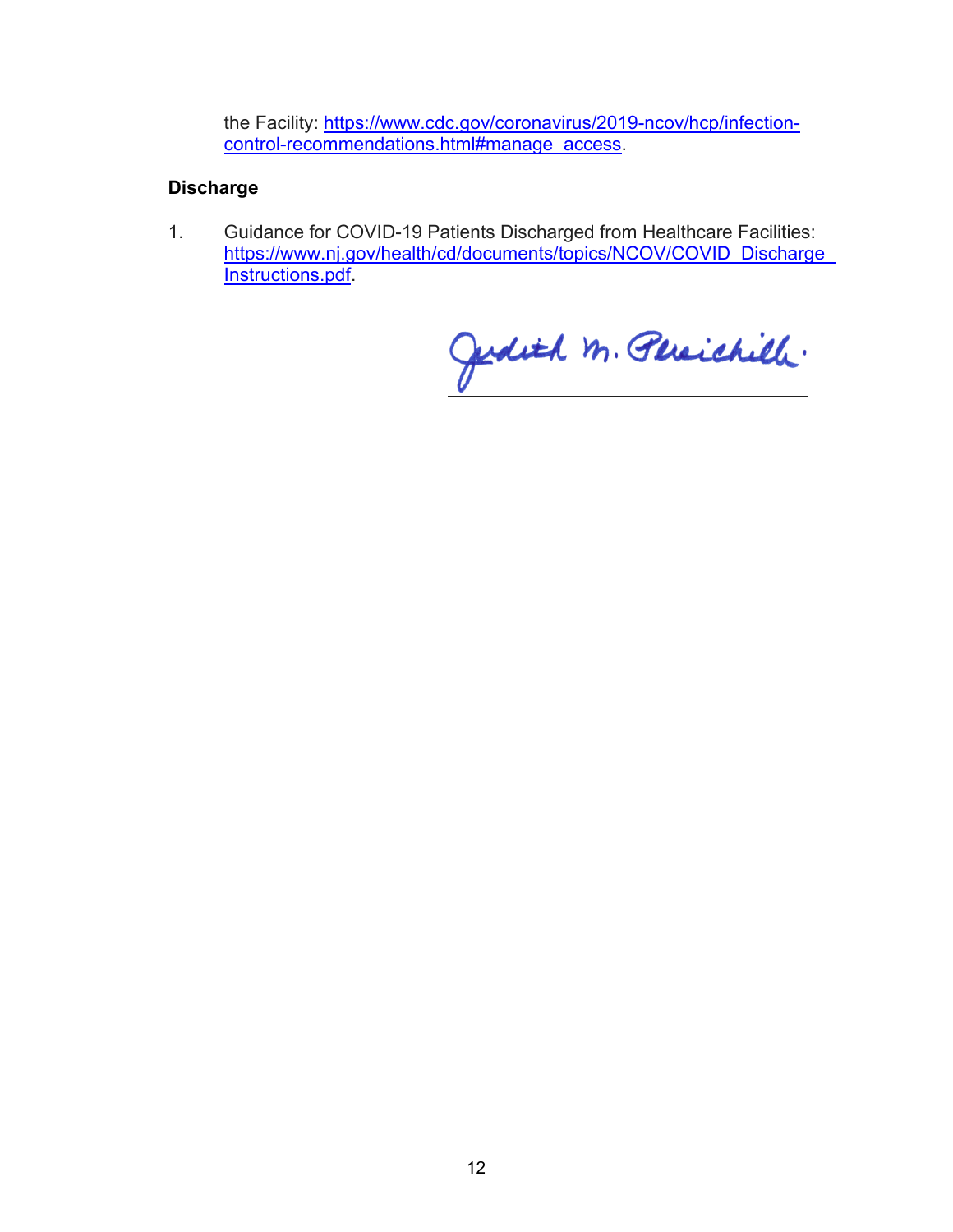the Facility: https://www.cdc.gov/coronavirus/2019-ncov/hcp/infection-control-recommendations.html#manage_access.

**Discharge**

1. Guidance for COVID-19 Patients Discharged from Healthcare Facilities: https://www.nj.gov/health/cd/documents/topics/NCOV/COVID_Discharge_Instructions.pdf.

Judith M. Persichilli